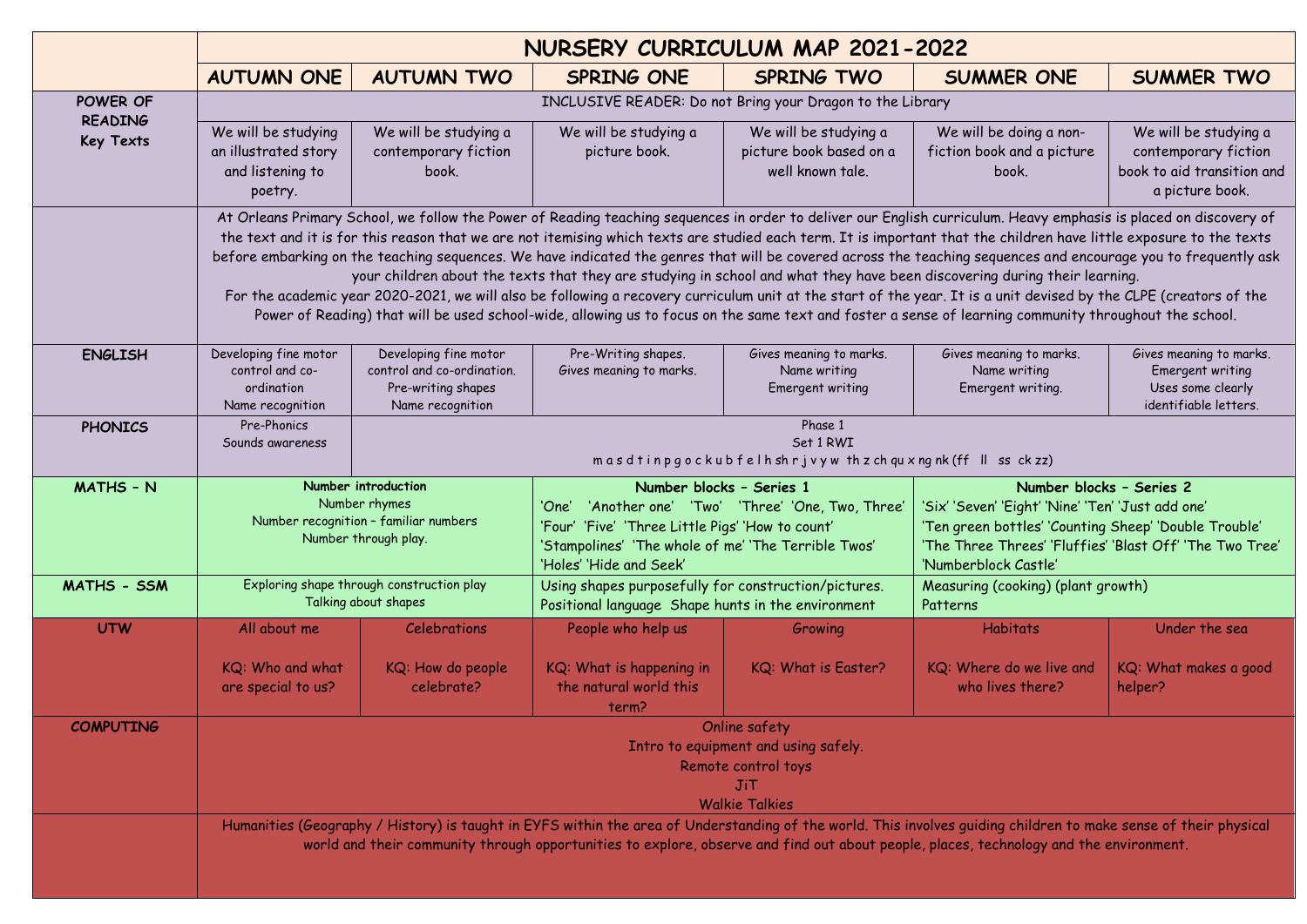| | NURSERY CURRICULUM MAP 2021-2022 | | | | | |
|---|---|---|---|---|---|---|
| | AUTUMN ONE | AUTUMN TWO | SPRING ONE | SPRING TWO | SUMMER ONE | SUMMER TWO |
| POWER OF READING Key Texts | INCLUSIVE READER: Do not Bring your Dragon to the Library | | | | | |
| | We will be studying an illustrated story and listening to poetry. | We will be studying a contemporary fiction book. | We will be studying a picture book. | We will be studying a picture book based on a well known tale. | We will be doing a non-fiction book and a picture book. | We will be studying a contemporary fiction book to aid transition and a picture book. |
| | At Orleans Primary School, we follow the Power of Reading teaching sequences in order to deliver our English curriculum. Heavy emphasis is placed on discovery of the text and it is for this reason that we are not itemising which texts are studied each term. It is important that the children have little exposure to the texts before embarking on the teaching sequences. We have indicated the genres that will be covered across the teaching sequences and encourage you to frequently ask your children about the texts that they are studying in school and what they have been discovering during their learning. For the academic year 2020-2021, we will also be following a recovery curriculum unit at the start of the year. It is a unit devised by the CLPE (creators of the Power of Reading) that will be used school-wide, allowing us to focus on the same text and foster a sense of learning community throughout the school. | | | | | |
| ENGLISH | Developing fine motor control and co-ordination<br>Name recognition | Developing fine motor control and co-ordination.<br>Pre-writing shapes<br>Name recognition | Pre-Writing shapes.<br>Gives meaning to marks. | Gives meaning to marks.<br>Name writing<br>Emergent writing | Gives meaning to marks.<br>Name writing<br>Emergent writing. | Gives meaning to marks.<br>Emergent writing<br>Uses some clearly identifiable letters. |
| PHONICS | Pre-Phonics<br>Sounds awareness | Phase 1<br>Set 1 RWI<br>m a s d t i n p g o c k u b f e l h sh r j v y w th z ch qu x ng nk (ff ll ss ck zz) | | | | |
| MATHS – N | **Number introduction**<br>Number rhymes<br>Number recognition – familiar numbers<br>Number through play. | | **Number blocks – Series 1**<br>'One' 'Another one' 'Two' 'Three' 'One, Two, Three' 'Four' 'Five' 'Three Little Pigs' 'How to count' 'Stampolines' 'The whole of me' 'The Terrible Twos' 'Holes' 'Hide and Seek' | | **Number blocks – Series 2**<br>'Six' 'Seven' 'Eight' 'Nine' 'Ten' 'Just add one' 'Ten green bottles' 'Counting Sheep' 'Double Trouble' 'The Three Threes' 'Fluffies' 'Blast Off' 'The Two Tree' 'Numberblock Castle' | |
| MATHS - SSM | Exploring shape through construction play<br>Talking about shapes | | Using shapes purposefully for construction/pictures.<br>Positional language Shape hunts in the environment | | Measuring (cooking) (plant growth)<br>Patterns | |
| UTW | All about me<br><br>KQ: Who and what are special to us? | Celebrations<br><br>KQ: How do people celebrate? | People who help us<br><br>KQ: What is happening in the natural world this term? | Growing<br><br>KQ: What is Easter? | Habitats<br><br>KQ: Where do we live and who lives there? | Under the sea<br><br>KQ: What makes a good helper? |
| COMPUTING | Online safety<br>Intro to equipment and using safely.<br>Remote control toys<br>JiT<br>Walkie Talkies | | | | | |
| | Humanities (Geography / History) is taught in EYFS within the area of Understanding of the world. This involves guiding children to make sense of their physical world and their community through opportunities to explore, observe and find out about people, places, technology and the environment. | | | | | |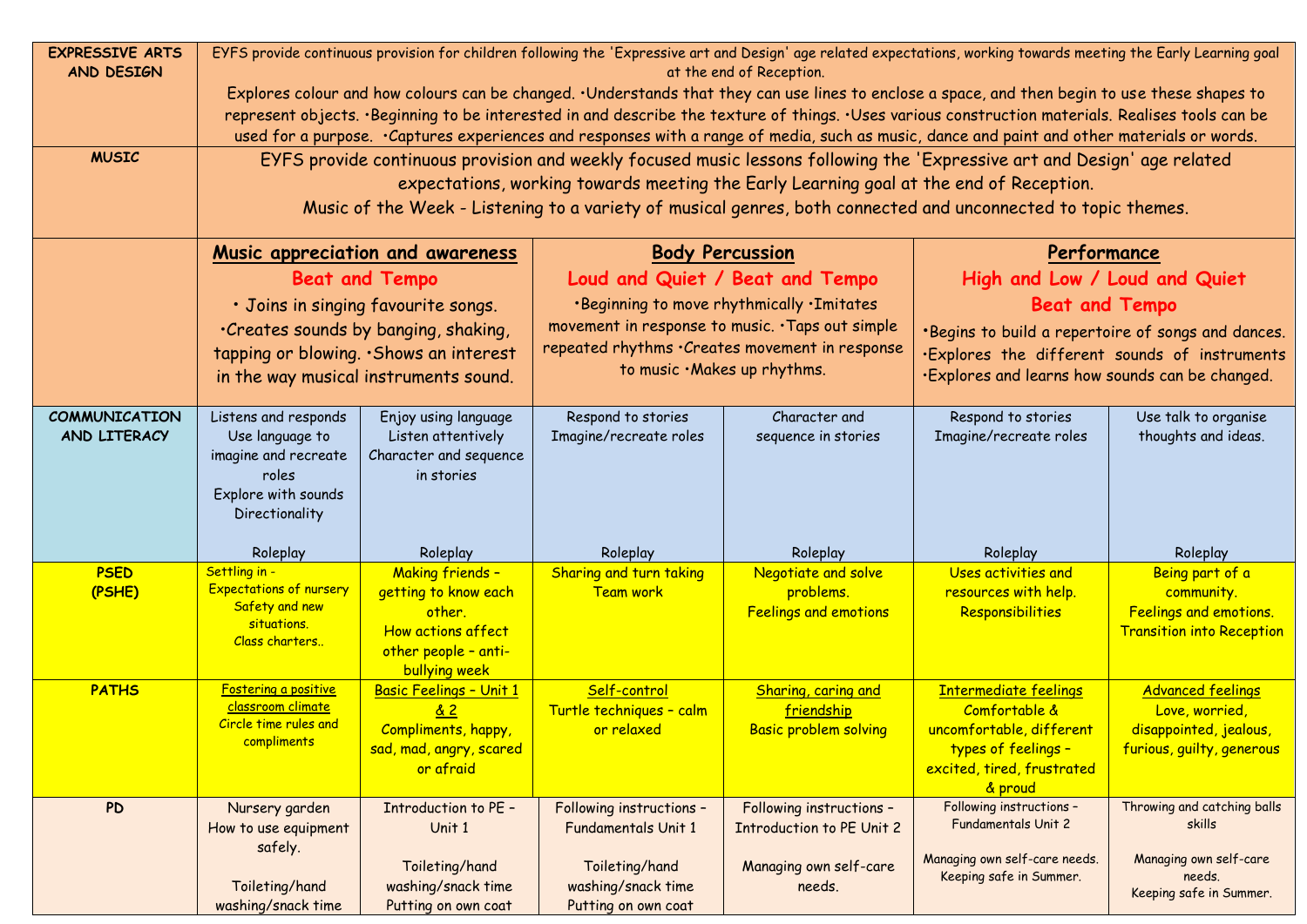| | | | | | | |
|---|---|---|---|---|---|---|
| **EXPRESSIVE ARTS AND DESIGN** | EYFS provide continuous provision for children following the 'Expressive art and Design' age related expectations, working towards meeting the Early Learning goal at the end of Reception. Explores colour and how colours can be changed. •Understands that they can use lines to enclose a space, and then begin to use these shapes to represent objects. •Beginning to be interested in and describe the texture of things. •Uses various construction materials. Realises tools can be used for a purpose. •Captures experiences and responses with a range of media, such as music, dance and paint and other materials or words. | | | | | |
| **MUSIC** | EYFS provide continuous provision and weekly focused music lessons following the 'Expressive art and Design' age related expectations, working towards meeting the Early Learning goal at the end of Reception. Music of the Week - Listening to a variety of musical genres, both connected and unconnected to topic themes. | | | | | |
| | **Music appreciation and awareness** **Beat and Tempo** • Joins in singing favourite songs. •Creates sounds by banging, shaking, tapping or blowing. •Shows an interest in the way musical instruments sound. | | **Body Percussion** **Loud and Quiet / Beat and Tempo** •Beginning to move rhythmically •Imitates movement in response to music. •Taps out simple repeated rhythms •Creates movement in response to music •Makes up rhythms. | | **Performance** **High and Low / Loud and Quiet** **Beat and Tempo** •Begins to build a repertoire of songs and dances. •Explores the different sounds of instruments •Explores and learns how sounds can be changed. | |
| **COMMUNICATION AND LITERACY** | Listens and responds<br>Use language to imagine and recreate roles<br>Explore with sounds<br>Directionality<br><br>Roleplay | Enjoy using language<br>Listen attentively<br>Character and sequence in stories<br><br>Roleplay | Respond to stories<br>Imagine/recreate roles<br><br>Roleplay | Character and sequence in stories<br><br>Roleplay | Respond to stories<br>Imagine/recreate roles<br><br>Roleplay | Use talk to organise thoughts and ideas.<br><br>Roleplay |
| **PSED (PSHE)** | Settling in -<br>Expectations of nursery<br>Safety and new situations.<br>Class charters.. | Making friends – getting to know each other.<br>How actions affect other people – anti-bullying week | Sharing and turn taking<br>Team work | Negotiate and solve problems.<br>Feelings and emotions | Uses activities and resources with help.<br>Responsibilities | Being part of a community.<br>Feelings and emotions.<br>Transition into Reception |
| **PATHS** | Fostering a positive classroom climate<br>Circle time rules and compliments | Basic Feelings – Unit 1 & 2<br>Compliments, happy, sad, mad, angry, scared or afraid | Self-control<br>Turtle techniques – calm or relaxed | Sharing, caring and friendship<br>Basic problem solving | Intermediate feelings<br>Comfortable & uncomfortable, different types of feelings – excited, tired, frustrated & proud | Advanced feelings<br>Love, worried, disappointed, jealous, furious, guilty, generous |
| **PD** | Nursery garden<br>How to use equipment safely.<br><br>Toileting/hand washing/snack time | Introduction to PE – Unit 1<br><br>Toileting/hand washing/snack time<br>Putting on own coat | Following instructions – Fundamentals Unit 1<br><br>Toileting/hand washing/snack time<br>Putting on own coat | Following instructions – Introduction to PE Unit 2<br><br>Managing own self-care needs. | Following instructions – Fundamentals Unit 2<br><br>Managing own self-care needs.<br>Keeping safe in Summer. | Throwing and catching balls skills<br><br>Managing own self-care needs.<br>Keeping safe in Summer. |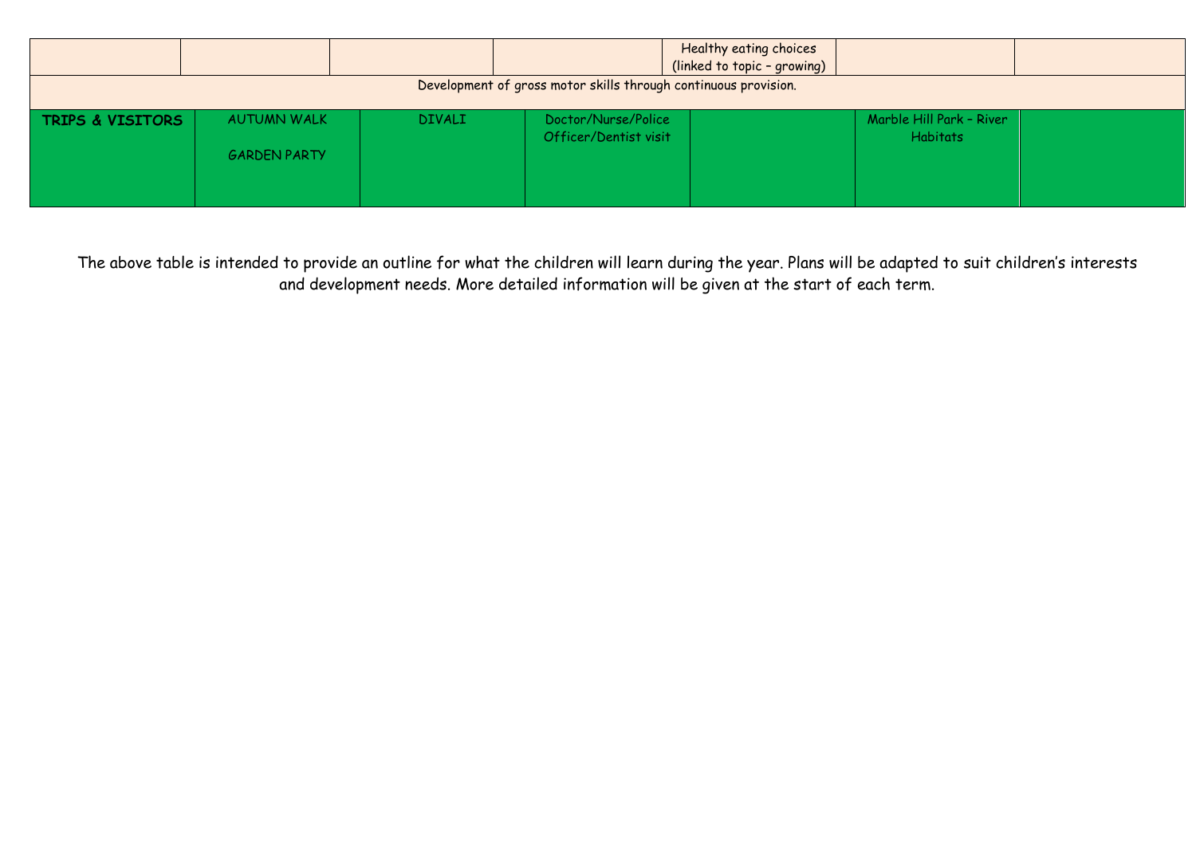| | | | | | | |
|---|---|---|---|---|---|---|
| | | | | Healthy eating choices (linked to topic – growing) | | |
| Development of gross motor skills through continuous provision. | | | | | | |
| **TRIPS & VISITORS** | AUTUMN WALK<br><br>GARDEN PARTY | DIVALI | Doctor/Nurse/Police Officer/Dentist visit | | Marble Hill Park – River Habitats | |

The above table is intended to provide an outline for what the children will learn during the year. Plans will be adapted to suit children's interests and development needs. More detailed information will be given at the start of each term.